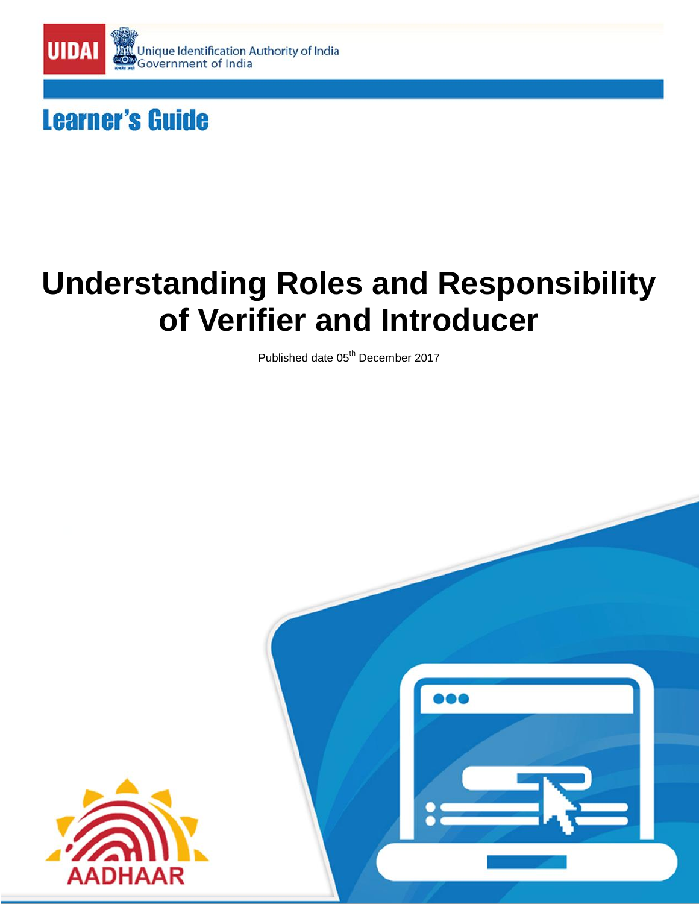UIDAI

Unique Identification Authority of India
Government of India

**Learner's Guide**

# Understanding Roles and Responsibility of Verifier and Introducer

Published date 05th December 2017

AADHAAR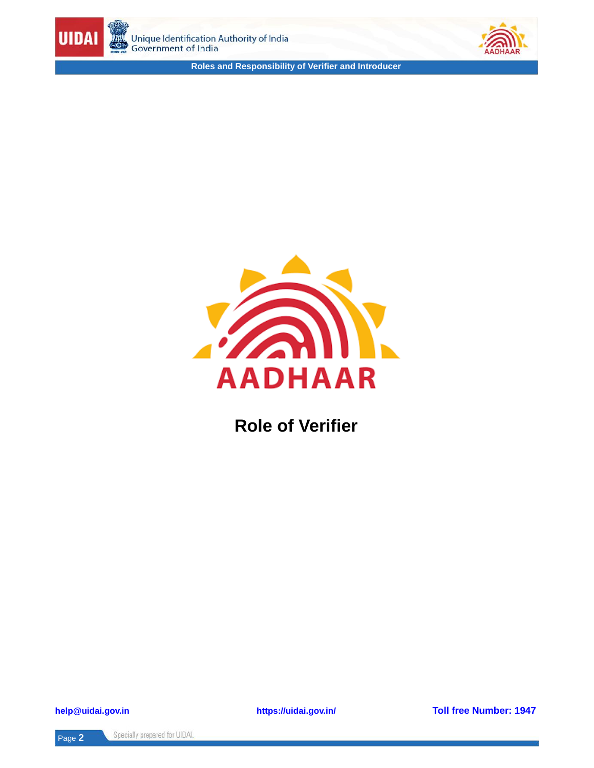# Role of Verifier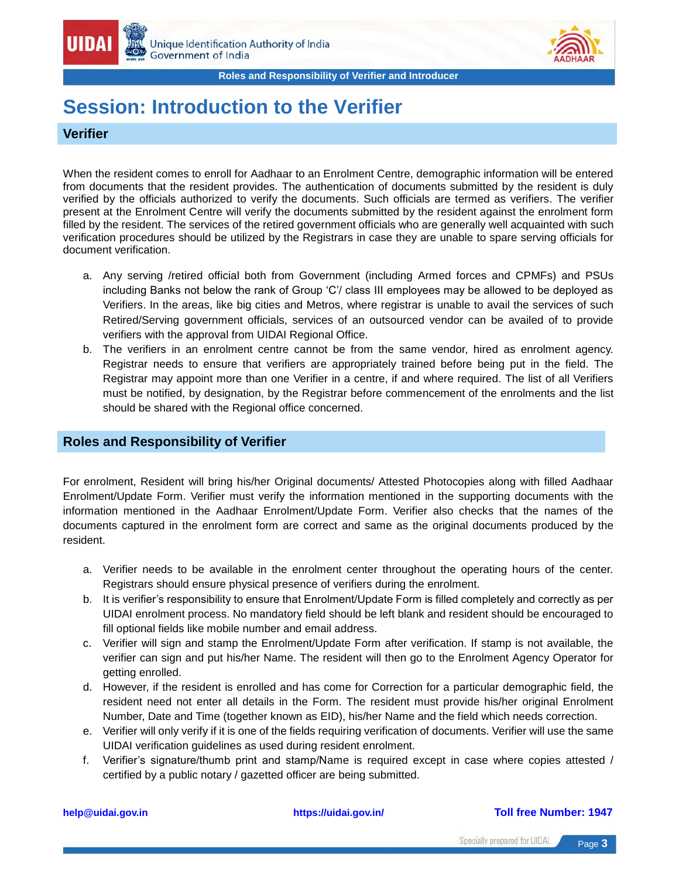# Session: Introduction to the Verifier

## Verifier

When the resident comes to enroll for Aadhaar to an Enrolment Centre, demographic information will be entered from documents that the resident provides. The authentication of documents submitted by the resident is duly verified by the officials authorized to verify the documents. Such officials are termed as verifiers. The verifier present at the Enrolment Centre will verify the documents submitted by the resident against the enrolment form filled by the resident. The services of the retired government officials who are generally well acquainted with such verification procedures should be utilized by the Registrars in case they are unable to spare serving officials for document verification.

a. Any serving /retired official both from Government (including Armed forces and CPMFs) and PSUs including Banks not below the rank of Group 'C'/ class III employees may be allowed to be deployed as Verifiers. In the areas, like big cities and Metros, where registrar is unable to avail the services of such Retired/Serving government officials, services of an outsourced vendor can be availed of to provide verifiers with the approval from UIDAI Regional Office.

b. The verifiers in an enrolment centre cannot be from the same vendor, hired as enrolment agency. Registrar needs to ensure that verifiers are appropriately trained before being put in the field. The Registrar may appoint more than one Verifier in a centre, if and where required. The list of all Verifiers must be notified, by designation, by the Registrar before commencement of the enrolments and the list should be shared with the Regional office concerned.

## Roles and Responsibility of Verifier

For enrolment, Resident will bring his/her Original documents/ Attested Photocopies along with filled Aadhaar Enrolment/Update Form. Verifier must verify the information mentioned in the supporting documents with the information mentioned in the Aadhaar Enrolment/Update Form. Verifier also checks that the names of the documents captured in the enrolment form are correct and same as the original documents produced by the resident.

a. Verifier needs to be available in the enrolment center throughout the operating hours of the center. Registrars should ensure physical presence of verifiers during the enrolment.

b. It is verifier's responsibility to ensure that Enrolment/Update Form is filled completely and correctly as per UIDAI enrolment process. No mandatory field should be left blank and resident should be encouraged to fill optional fields like mobile number and email address.

c. Verifier will sign and stamp the Enrolment/Update Form after verification. If stamp is not available, the verifier can sign and put his/her Name. The resident will then go to the Enrolment Agency Operator for getting enrolled.

d. However, if the resident is enrolled and has come for Correction for a particular demographic field, the resident need not enter all details in the Form. The resident must provide his/her original Enrolment Number, Date and Time (together known as EID), his/her Name and the field which needs correction.

e. Verifier will only verify if it is one of the fields requiring verification of documents. Verifier will use the same UIDAI verification guidelines as used during resident enrolment.

f. Verifier's signature/thumb print and stamp/Name is required except in case where copies attested / certified by a public notary / gazetted officer are being submitted.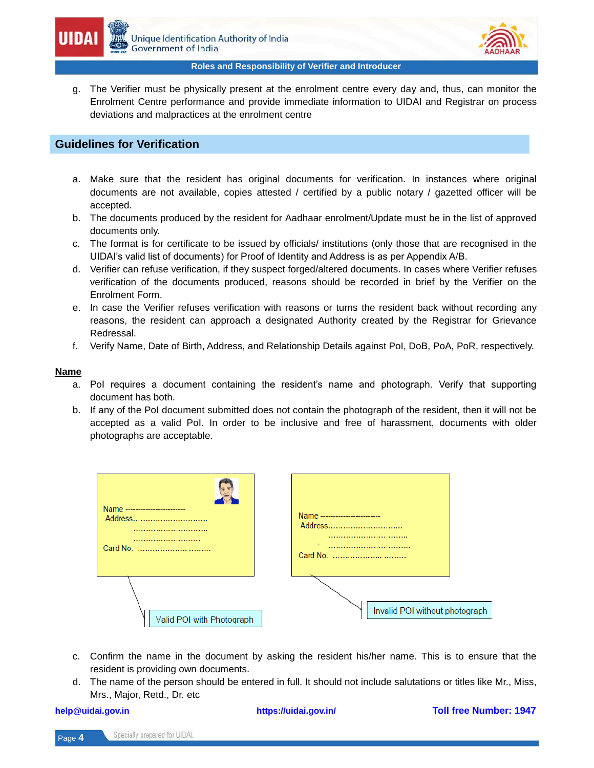g. The Verifier must be physically present at the enrolment centre every day and, thus, can monitor the Enrolment Centre performance and provide immediate information to UIDAI and Registrar on process deviations and malpractices at the enrolment centre

## Guidelines for Verification

a. Make sure that the resident has original documents for verification. In instances where original documents are not available, copies attested / certified by a public notary / gazetted officer will be accepted.
b. The documents produced by the resident for Aadhaar enrolment/Update must be in the list of approved documents only.
c. The format is for certificate to be issued by officials/ institutions (only those that are recognised in the UIDAI's valid list of documents) for Proof of Identity and Address is as per Appendix A/B.
d. Verifier can refuse verification, if they suspect forged/altered documents. In cases where Verifier refuses verification of the documents produced, reasons should be recorded in brief by the Verifier on the Enrolment Form.
e. In case the Verifier refuses verification with reasons or turns the resident back without recording any reasons, the resident can approach a designated Authority created by the Registrar for Grievance Redressal.
f. Verify Name, Date of Birth, Address, and Relationship Details against PoI, DoB, PoA, PoR, respectively.

**Name**

a. PoI requires a document containing the resident's name and photograph. Verify that supporting document has both.
b. If any of the PoI document submitted does not contain the photograph of the resident, then it will not be accepted as a valid PoI. In order to be inclusive and free of harassment, documents with older photographs are acceptable.

Name ----------------------
Address...............................
...............................
...........................
Card No. ..................... .........

Valid POI with Photograph

Name ----------------------
Address...............................
...............................
...............................
Card No. ..................... .........

Invalid POI without photograph

c. Confirm the name in the document by asking the resident his/her name. This is to ensure that the resident is providing own documents.
d. The name of the person should be entered in full. It should not include salutations or titles like Mr., Miss, Mrs., Major, Retd., Dr. etc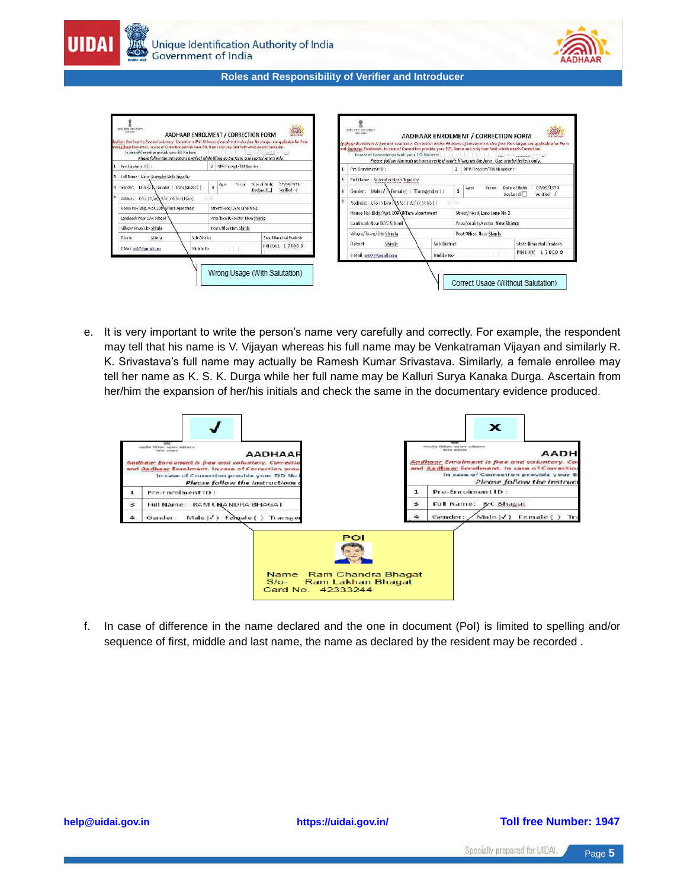Wrong Usage (With Salutation)

Correct Usage (Without Salutation)

e. It is very important to write the person's name very carefully and correctly. For example, the respondent may tell that his name is V. Vijayan whereas his full name may be Venkatraman Vijayan and similarly R. K. Srivastava's full name may actually be Ramesh Kumar Srivastava. Similarly, a female enrollee may tell her name as K. S. K. Durga while her full name may be Kalluri Surya Kanaka Durga. Ascertain from her/him the expansion of her/his initials and check the same in the documentary evidence produced.

f. In case of difference in the name declared and the one in document (PoI) is limited to spelling and/or sequence of first, middle and last name, the name as declared by the resident may be recorded .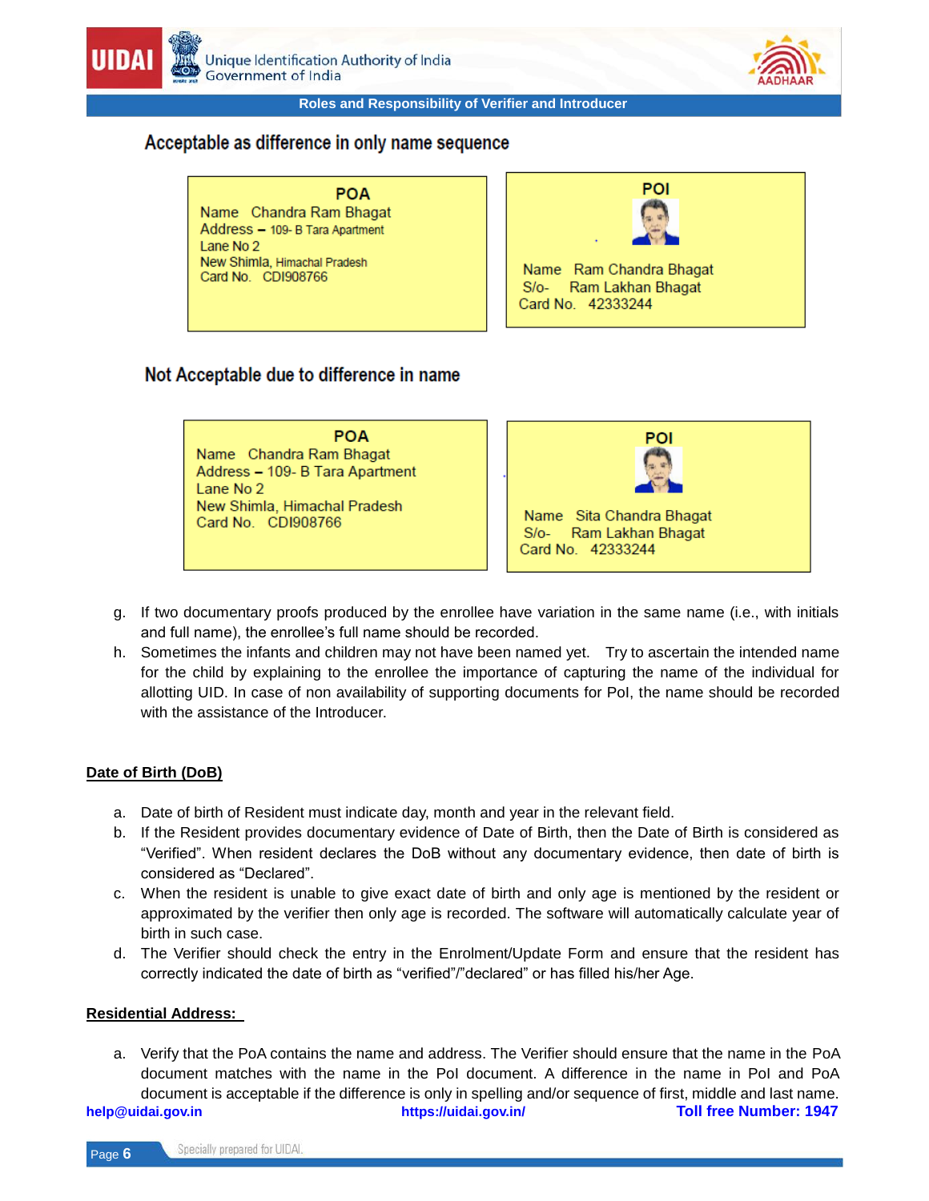## Acceptable as difference in only name sequence

| POA | POI |
|---|---|
| Name Chandra Ram Bhagat<br>Address – 109- B Tara Apartment<br>Lane No 2<br>New Shimla, Himachal Pradesh<br>Card No. CDI908766 | Name Ram Chandra Bhagat<br>S/o- Ram Lakhan Bhagat<br>Card No. 42333244 |

## Not Acceptable due to difference in name

| POA | POI |
|---|---|
| Name Chandra Ram Bhagat<br>Address – 109- B Tara Apartment<br>Lane No 2<br>New Shimla, Himachal Pradesh<br>Card No. CDI908766 | Name Sita Chandra Bhagat<br>S/o- Ram Lakhan Bhagat<br>Card No. 42333244 |

g. If two documentary proofs produced by the enrollee have variation in the same name (i.e., with initials and full name), the enrollee's full name should be recorded.

h. Sometimes the infants and children may not have been named yet. Try to ascertain the intended name for the child by explaining to the enrollee the importance of capturing the name of the individual for allotting UID. In case of non availability of supporting documents for PoI, the name should be recorded with the assistance of the Introducer.

**Date of Birth (DoB)**

a. Date of birth of Resident must indicate day, month and year in the relevant field.

b. If the Resident provides documentary evidence of Date of Birth, then the Date of Birth is considered as "Verified". When resident declares the DoB without any documentary evidence, then date of birth is considered as "Declared".

c. When the resident is unable to give exact date of birth and only age is mentioned by the resident or approximated by the verifier then only age is recorded. The software will automatically calculate year of birth in such case.

d. The Verifier should check the entry in the Enrolment/Update Form and ensure that the resident has correctly indicated the date of birth as "verified"/"declared" or has filled his/her Age.

**Residential Address:**

a. Verify that the PoA contains the name and address. The Verifier should ensure that the name in the PoA document matches with the name in the PoI document. A difference in the name in PoI and PoA document is acceptable if the difference is only in spelling and/or sequence of first, middle and last name.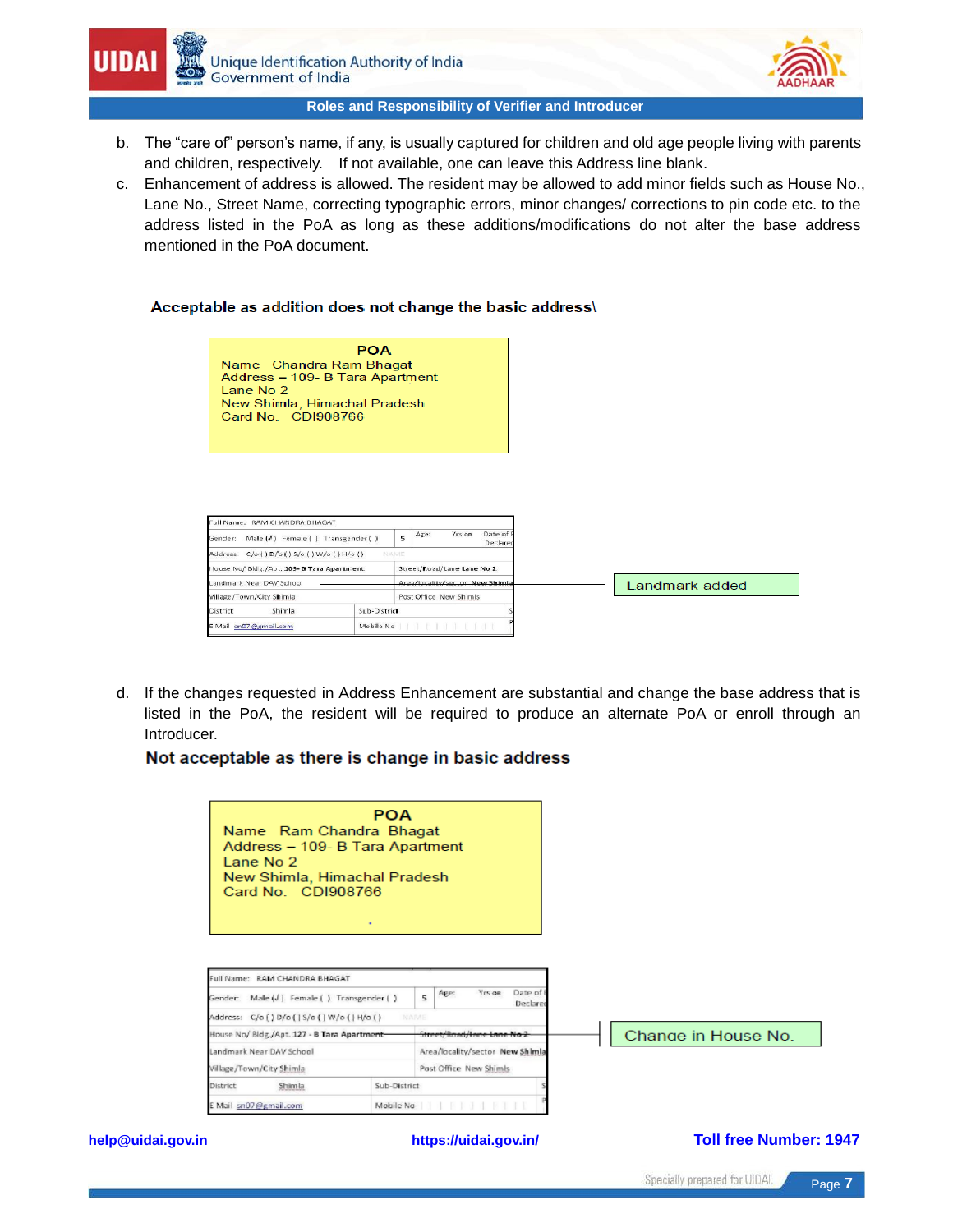b. The "care of" person's name, if any, is usually captured for children and old age people living with parents and children, respectively. If not available, one can leave this Address line blank.

c. Enhancement of address is allowed. The resident may be allowed to add minor fields such as House No., Lane No., Street Name, correcting typographic errors, minor changes/ corrections to pin code etc. to the address listed in the PoA as long as these additions/modifications do not alter the base address mentioned in the PoA document.

**Acceptable as addition does not change the basic address\**

**POA**
Name Chandra Ram Bhagat
Address – 109- B Tara Apartment
Lane No 2
New Shimla, Himachal Pradesh
Card No. CDI908766

| Full Name: RAM CHANDRA BHAGAT | | | |
|---|---|---|---|
| Gender: Male (✓) Female ( ) Transgender ( ) | 5 | Age: Yrs on | Date of Declared |
| Address: C/o ( ) D/o ( ) S/o ( ) W/o ( ) H/o ( ) | | | |
| House No/ Bldg./Apt. 109- B Tara Apartment | | Street/Road/Lane Lane No 2 | |
| Landmark Near DAV School | | Area/locality/sector New Shimla | |
| Village/Town/City Shimla | | Post Office New Shimla | |
| District Shimla | | Sub-District | |
| E Mail sn07@gmail.com | | Mobile No | |

Landmark added

d. If the changes requested in Address Enhancement are substantial and change the base address that is listed in the PoA, the resident will be required to produce an alternate PoA or enroll through an Introducer.

**Not acceptable as there is change in basic address**

**POA**
Name Ram Chandra Bhagat
Address – 109- B Tara Apartment
Lane No 2
New Shimla, Himachal Pradesh
Card No. CDI908766

| Full Name: RAM CHANDRA BHAGAT | | | |
|---|---|---|---|
| Gender: Male (✓) Female ( ) Transgender ( ) | 5 | Age: Yrs on | Date of Declared |
| Address: C/o ( ) D/o ( ) S/o ( ) W/o ( ) H/o ( ) | | | |
| House No/ Bldg./Apt. 127 - B Tara Apartment | | Street/Road/Lane Lane No 2 | |
| Landmark Near DAV School | | Area/locality/sector New Shimla | |
| Village/Town/City Shimla | | Post Office New Shimla | |
| District Shimla | | Sub-District | |
| E Mail sn07@gmail.com | | Mobile No | |

Change in House No.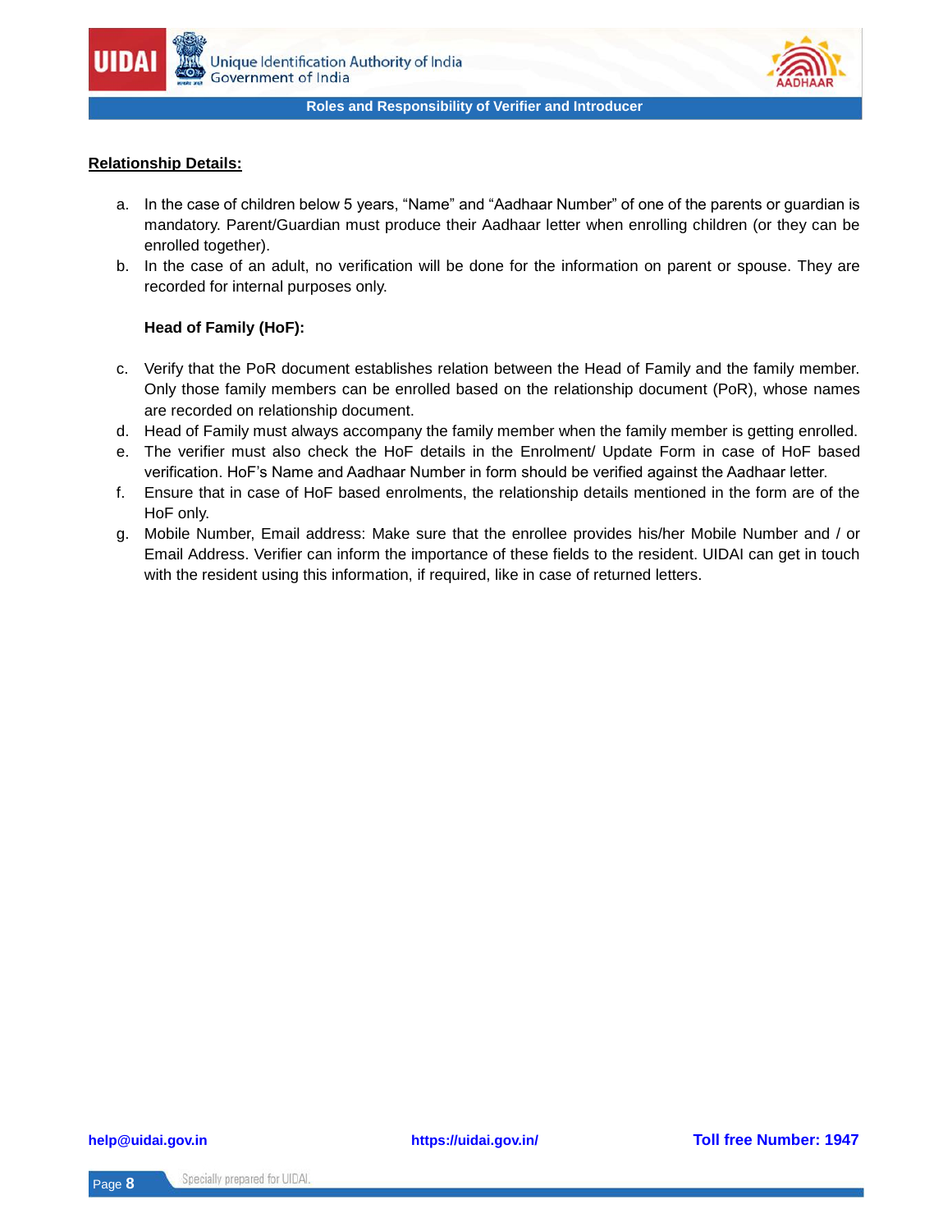**Relationship Details:**

a. In the case of children below 5 years, "Name" and "Aadhaar Number" of one of the parents or guardian is mandatory. Parent/Guardian must produce their Aadhaar letter when enrolling children (or they can be enrolled together).

b. In the case of an adult, no verification will be done for the information on parent or spouse. They are recorded for internal purposes only.

**Head of Family (HoF):**

c. Verify that the PoR document establishes relation between the Head of Family and the family member. Only those family members can be enrolled based on the relationship document (PoR), whose names are recorded on relationship document.

d. Head of Family must always accompany the family member when the family member is getting enrolled.

e. The verifier must also check the HoF details in the Enrolment/ Update Form in case of HoF based verification. HoF's Name and Aadhaar Number in form should be verified against the Aadhaar letter.

f. Ensure that in case of HoF based enrolments, the relationship details mentioned in the form are of the HoF only.

g. Mobile Number, Email address: Make sure that the enrollee provides his/her Mobile Number and / or Email Address. Verifier can inform the importance of these fields to the resident. UIDAI can get in touch with the resident using this information, if required, like in case of returned letters.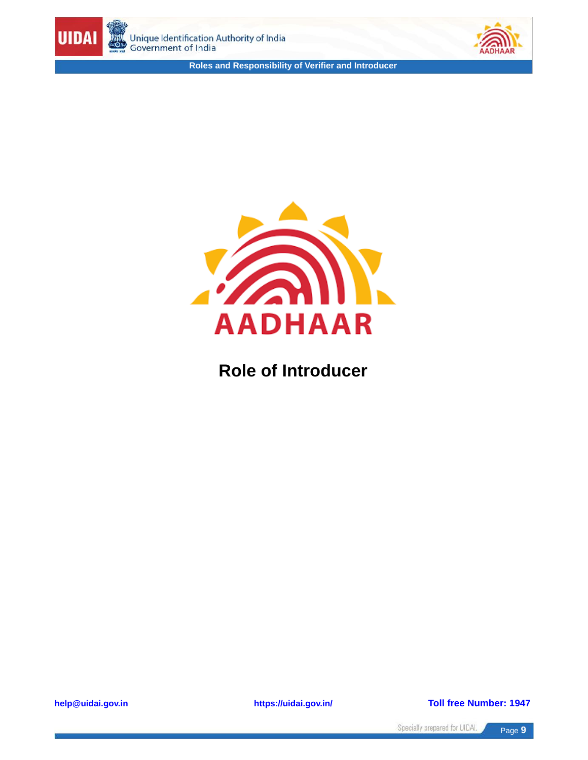# Role of Introducer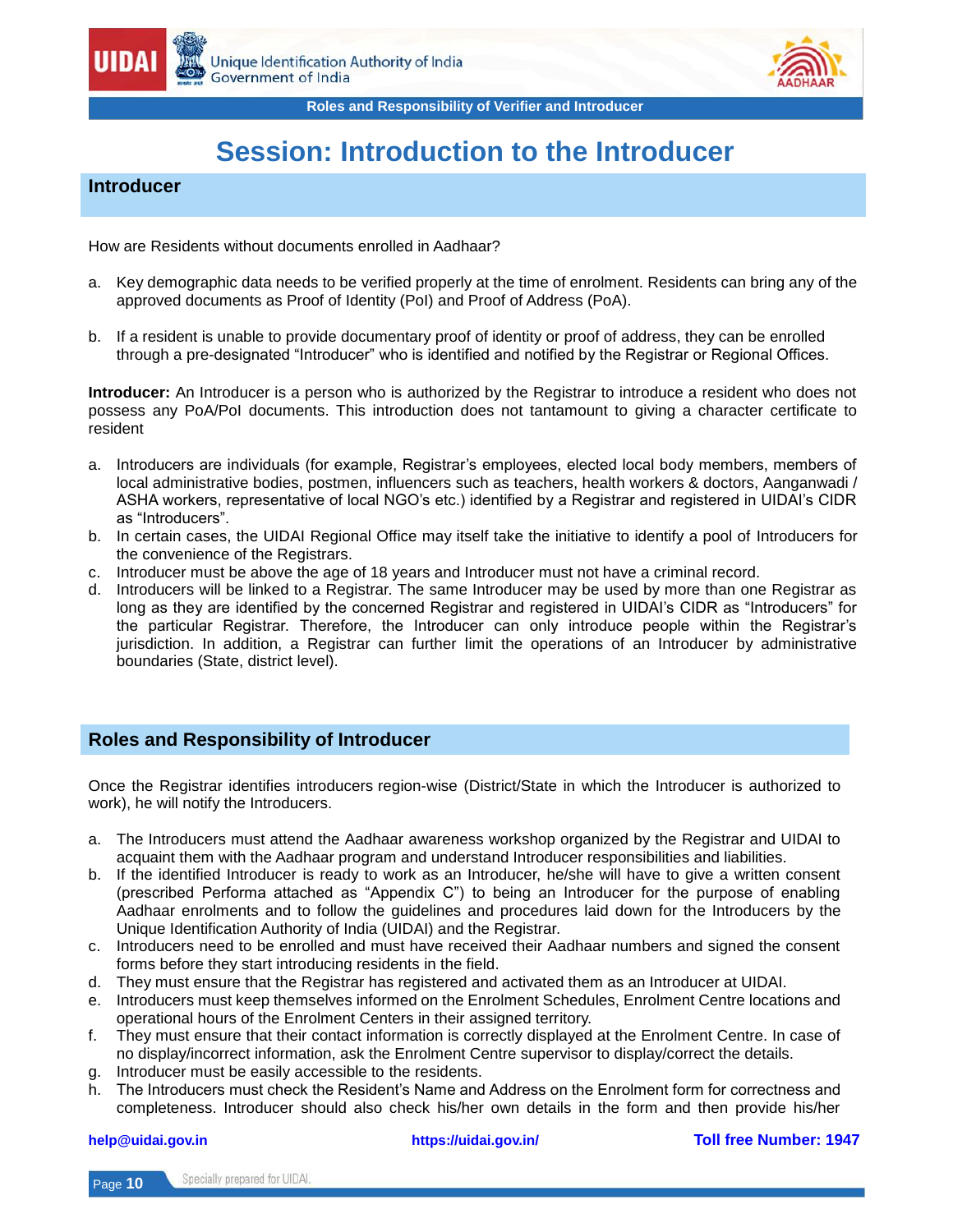# Session: Introduction to the Introducer

## Introducer

How are Residents without documents enrolled in Aadhaar?

a. Key demographic data needs to be verified properly at the time of enrolment. Residents can bring any of the approved documents as Proof of Identity (PoI) and Proof of Address (PoA).

b. If a resident is unable to provide documentary proof of identity or proof of address, they can be enrolled through a pre-designated "Introducer" who is identified and notified by the Registrar or Regional Offices.

**Introducer:** An Introducer is a person who is authorized by the Registrar to introduce a resident who does not possess any PoA/PoI documents. This introduction does not tantamount to giving a character certificate to resident

a. Introducers are individuals (for example, Registrar's employees, elected local body members, members of local administrative bodies, postmen, influencers such as teachers, health workers & doctors, Aanganwadi / ASHA workers, representative of local NGO's etc.) identified by a Registrar and registered in UIDAI's CIDR as "Introducers".
b. In certain cases, the UIDAI Regional Office may itself take the initiative to identify a pool of Introducers for the convenience of the Registrars.
c. Introducer must be above the age of 18 years and Introducer must not have a criminal record.
d. Introducers will be linked to a Registrar. The same Introducer may be used by more than one Registrar as long as they are identified by the concerned Registrar and registered in UIDAI's CIDR as "Introducers" for the particular Registrar. Therefore, the Introducer can only introduce people within the Registrar's jurisdiction. In addition, a Registrar can further limit the operations of an Introducer by administrative boundaries (State, district level).

## Roles and Responsibility of Introducer

Once the Registrar identifies introducers region-wise (District/State in which the Introducer is authorized to work), he will notify the Introducers.

a. The Introducers must attend the Aadhaar awareness workshop organized by the Registrar and UIDAI to acquaint them with the Aadhaar program and understand Introducer responsibilities and liabilities.
b. If the identified Introducer is ready to work as an Introducer, he/she will have to give a written consent (prescribed Performa attached as "Appendix C") to being an Introducer for the purpose of enabling Aadhaar enrolments and to follow the guidelines and procedures laid down for the Introducers by the Unique Identification Authority of India (UIDAI) and the Registrar.
c. Introducers need to be enrolled and must have received their Aadhaar numbers and signed the consent forms before they start introducing residents in the field.
d. They must ensure that the Registrar has registered and activated them as an Introducer at UIDAI.
e. Introducers must keep themselves informed on the Enrolment Schedules, Enrolment Centre locations and operational hours of the Enrolment Centers in their assigned territory.
f. They must ensure that their contact information is correctly displayed at the Enrolment Centre. In case of no display/incorrect information, ask the Enrolment Centre supervisor to display/correct the details.
g. Introducer must be easily accessible to the residents.
h. The Introducers must check the Resident's Name and Address on the Enrolment form for correctness and completeness. Introducer should also check his/her own details in the form and then provide his/her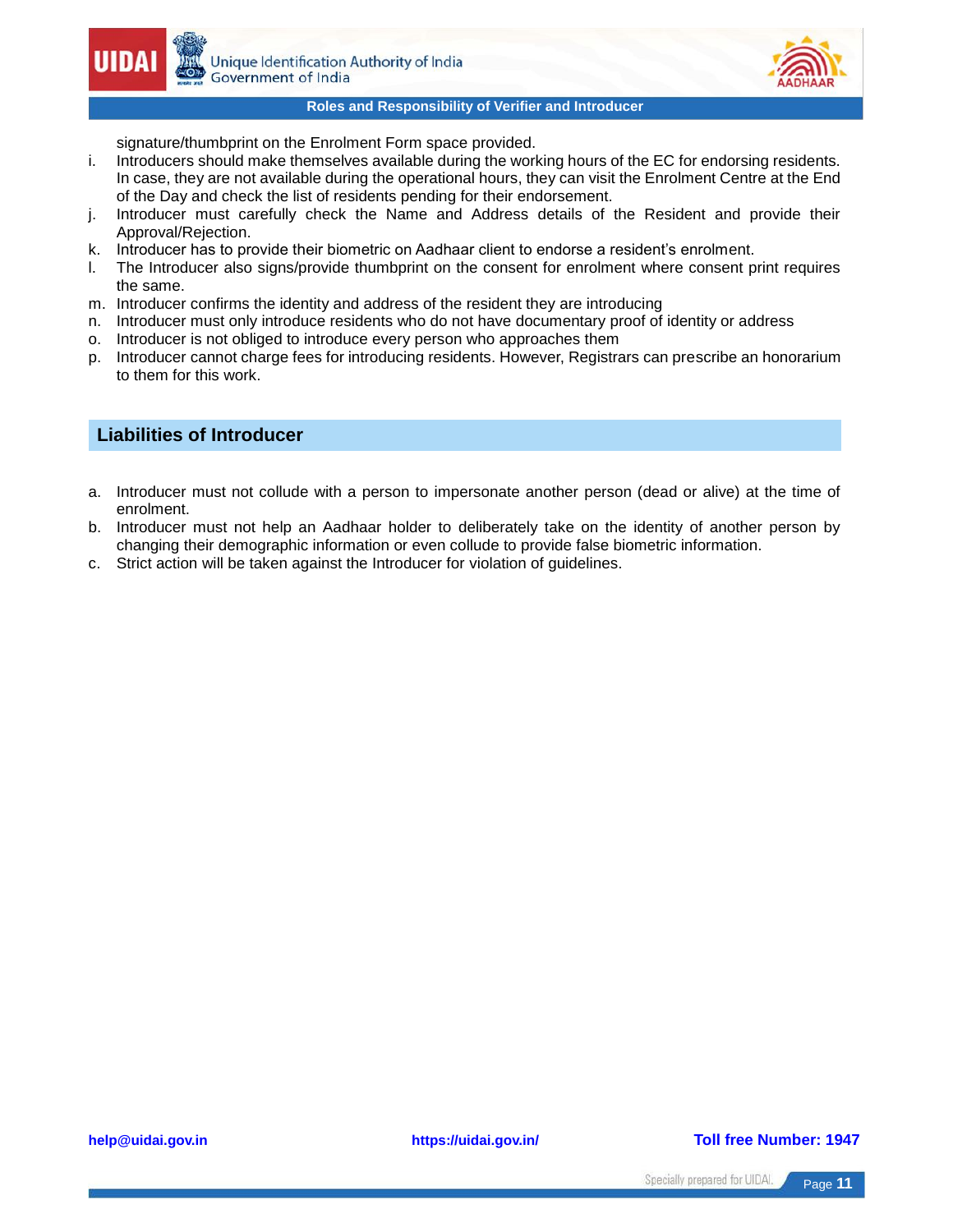signature/thumbprint on the Enrolment Form space provided.

i. Introducers should make themselves available during the working hours of the EC for endorsing residents. In case, they are not available during the operational hours, they can visit the Enrolment Centre at the End of the Day and check the list of residents pending for their endorsement.
j. Introducer must carefully check the Name and Address details of the Resident and provide their Approval/Rejection.
k. Introducer has to provide their biometric on Aadhaar client to endorse a resident's enrolment.
l. The Introducer also signs/provide thumbprint on the consent for enrolment where consent print requires the same.
m. Introducer confirms the identity and address of the resident they are introducing
n. Introducer must only introduce residents who do not have documentary proof of identity or address
o. Introducer is not obliged to introduce every person who approaches them
p. Introducer cannot charge fees for introducing residents. However, Registrars can prescribe an honorarium to them for this work.

## Liabilities of Introducer

a. Introducer must not collude with a person to impersonate another person (dead or alive) at the time of enrolment.
b. Introducer must not help an Aadhaar holder to deliberately take on the identity of another person by changing their demographic information or even collude to provide false biometric information.
c. Strict action will be taken against the Introducer for violation of guidelines.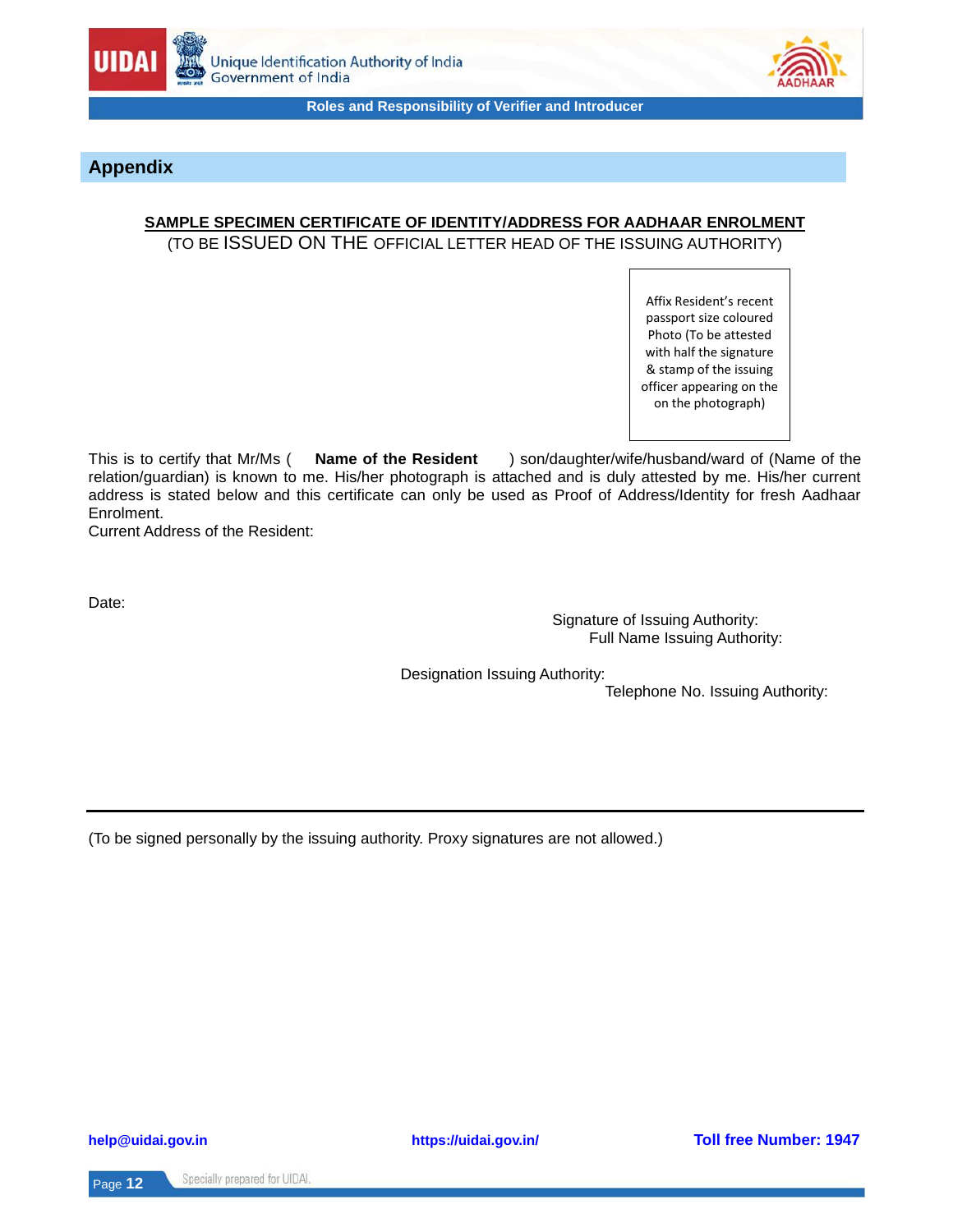## Appendix

**SAMPLE SPECIMEN CERTIFICATE OF IDENTITY/ADDRESS FOR AADHAAR ENROLMENT**

(TO BE ISSUED ON THE OFFICIAL LETTER HEAD OF THE ISSUING AUTHORITY)

Affix Resident's recent passport size coloured Photo (To be attested with half the signature & stamp of the issuing officer appearing on the on the photograph)

This is to certify that Mr/Ms ( **Name of the Resident** ) son/daughter/wife/husband/ward of (Name of the relation/guardian) is known to me. His/her photograph is attached and is duly attested by me. His/her current address is stated below and this certificate can only be used as Proof of Address/Identity for fresh Aadhaar Enrolment.

Current Address of the Resident:

Date:

Signature of Issuing Authority:

Full Name Issuing Authority:

Designation Issuing Authority:

Telephone No. Issuing Authority:

---

(To be signed personally by the issuing authority. Proxy signatures are not allowed.)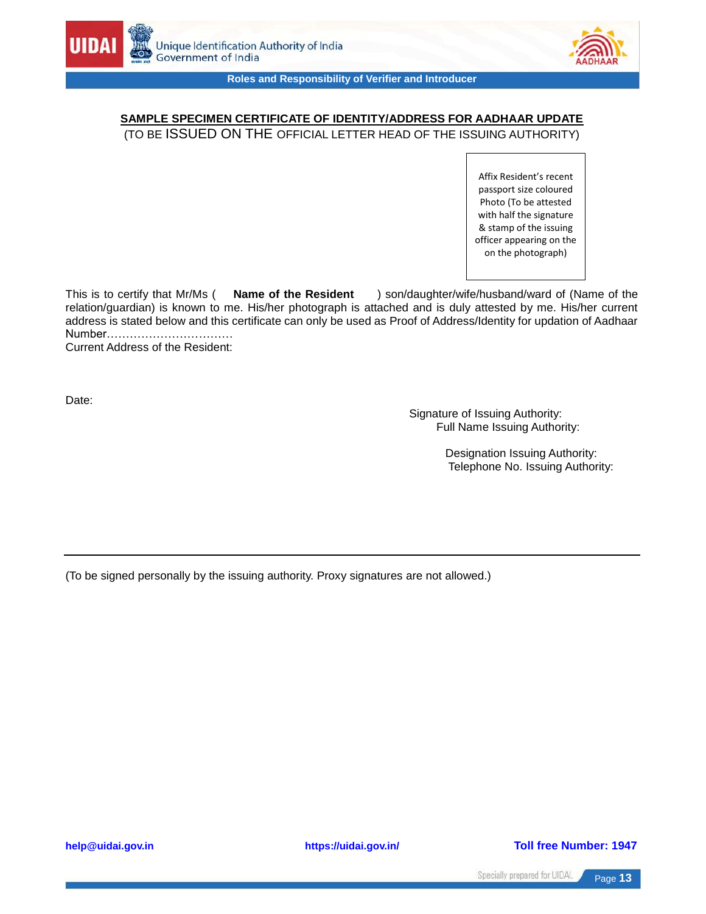**SAMPLE SPECIMEN CERTIFICATE OF IDENTITY/ADDRESS FOR AADHAAR UPDATE**

(TO BE ISSUED ON THE OFFICIAL LETTER HEAD OF THE ISSUING AUTHORITY)

Affix Resident's recent passport size coloured Photo (To be attested with half the signature & stamp of the issuing officer appearing on the on the photograph)

This is to certify that Mr/Ms ( **Name of the Resident** ) son/daughter/wife/husband/ward of (Name of the relation/guardian) is known to me. His/her photograph is attached and is duly attested by me. His/her current address is stated below and this certificate can only be used as Proof of Address/Identity for updation of Aadhaar Number……………………………

Current Address of the Resident:

Date:

Signature of Issuing Authority:

Full Name Issuing Authority:

Designation Issuing Authority:

Telephone No. Issuing Authority:

---

(To be signed personally by the issuing authority. Proxy signatures are not allowed.)